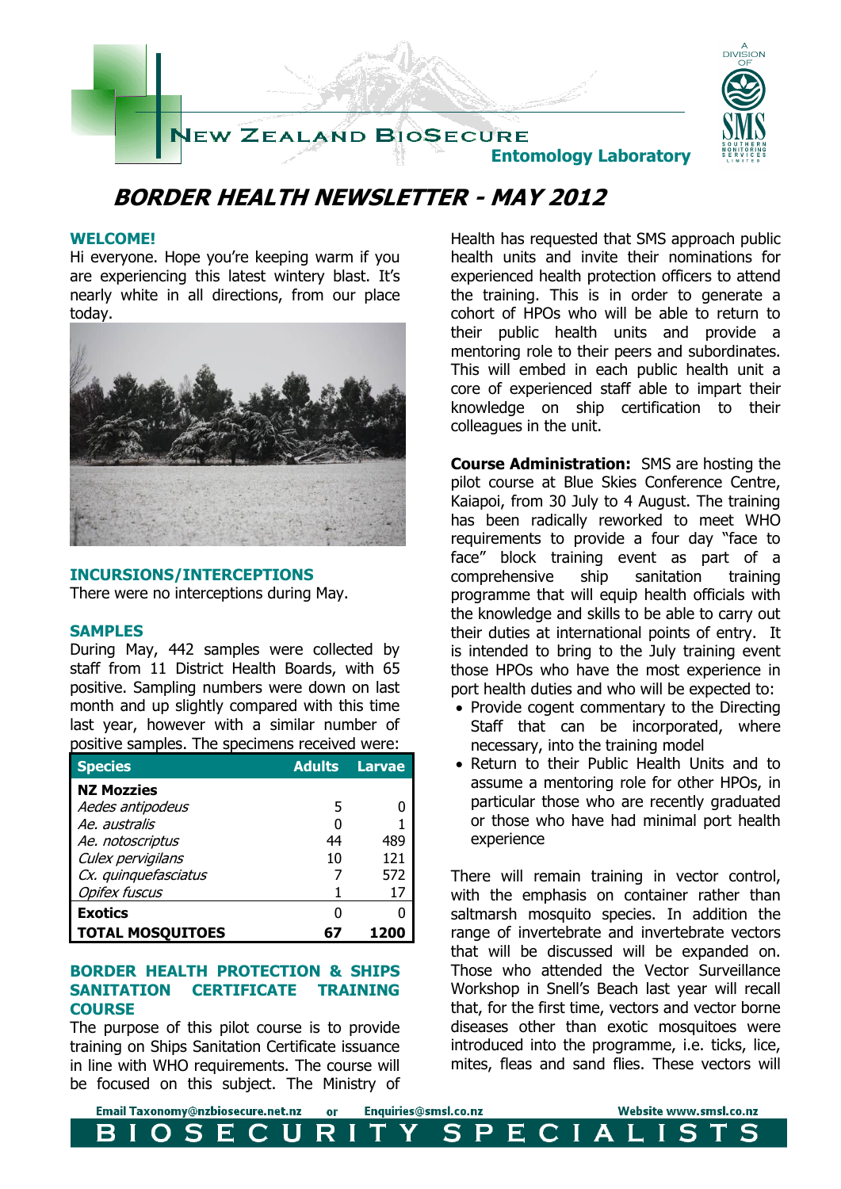# BORDER HEALTH NEWSLETTER - MAY 2012

## WELCOME!

Hi everyone. Hope you're keeping warm if you are experiencing this latest wintery blast. It's nearly white in all directions, from our place today.

## INCURSIONS/INTERCEPTIONS

There were no interceptions during May.

## SAMPLES

During May, 442 samples were collected by staff from 11 District Health Boards, with 65 positive. Sampling numbers were down on last month and up slightly compared with this time last year, however with a similar number of positive samples. The specimens received were:

| Species | Adults | Larvae |
|---|---|---|
| **NZ Mozzies** | | |
| *Aedes antipodeus* | 5 | 0 |
| *Ae. australis* | 0 | 1 |
| *Ae. notoscriptus* | 44 | 489 |
| *Culex pervigilans* | 10 | 121 |
| *Cx. quinquefasciatus* | 7 | 572 |
| *Opifex fuscus* | 1 | 17 |
| **Exotics** | 0 | 0 |
| **TOTAL MOSQUITOES** | **67** | **1200** |

## BORDER HEALTH PROTECTION & SHIPS SANITATION CERTIFICATE TRAINING COURSE

The purpose of this pilot course is to provide training on Ships Sanitation Certificate issuance in line with WHO requirements. The course will be focused on this subject. The Ministry of Health has requested that SMS approach public health units and invite their nominations for experienced health protection officers to attend the training. This is in order to generate a cohort of HPOs who will be able to return to their public health units and provide a mentoring role to their peers and subordinates. This will embed in each public health unit a core of experienced staff able to impart their knowledge on ship certification to their colleagues in the unit.

**Course Administration:** SMS are hosting the pilot course at Blue Skies Conference Centre, Kaiapoi, from 30 July to 4 August. The training has been radically reworked to meet WHO requirements to provide a four day "face to face" block training event as part of a comprehensive ship sanitation training programme that will equip health officials with the knowledge and skills to be able to carry out their duties at international points of entry. It is intended to bring to the July training event those HPOs who have the most experience in port health duties and who will be expected to:

- Provide cogent commentary to the Directing Staff that can be incorporated, where necessary, into the training model
- Return to their Public Health Units and to assume a mentoring role for other HPOs, in particular those who are recently graduated or those who have had minimal port health experience

There will remain training in vector control, with the emphasis on container rather than saltmarsh mosquito species. In addition the range of invertebrate and invertebrate vectors that will be discussed will be expanded on. Those who attended the Vector Surveillance Workshop in Snell's Beach last year will recall that, for the first time, vectors and vector borne diseases other than exotic mosquitoes were introduced into the programme, i.e. ticks, lice, mites, fleas and sand flies. These vectors will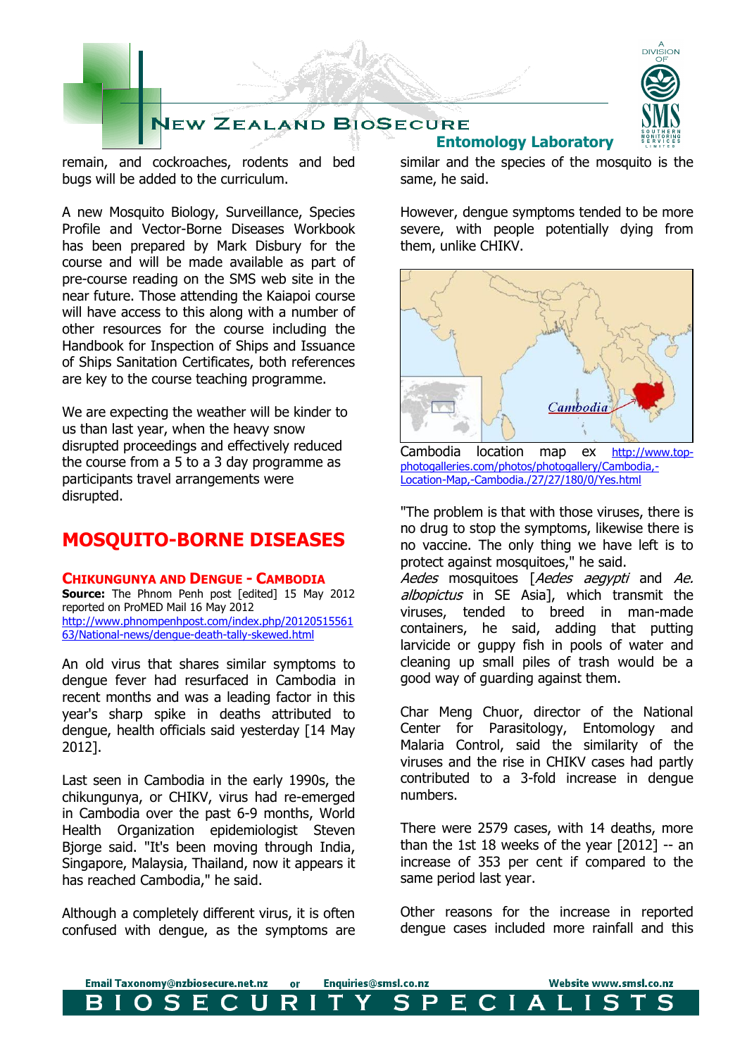remain, and cockroaches, rodents and bed bugs will be added to the curriculum.

A new Mosquito Biology, Surveillance, Species Profile and Vector-Borne Diseases Workbook has been prepared by Mark Disbury for the course and will be made available as part of pre-course reading on the SMS web site in the near future. Those attending the Kaiapoi course will have access to this along with a number of other resources for the course including the Handbook for Inspection of Ships and Issuance of Ships Sanitation Certificates, both references are key to the course teaching programme.

We are expecting the weather will be kinder to us than last year, when the heavy snow disrupted proceedings and effectively reduced the course from a 5 to a 3 day programme as participants travel arrangements were disrupted.

## MOSQUITO-BORNE DISEASES

### CHIKUNGUNYA AND DENGUE - CAMBODIA

**Source:** The Phnom Penh post [edited] 15 May 2012 reported on ProMED Mail 16 May 2012
http://www.phnompenhpost.com/index.php/2012051556163/National-news/dengue-death-tally-skewed.html

An old virus that shares similar symptoms to dengue fever had resurfaced in Cambodia in recent months and was a leading factor in this year's sharp spike in deaths attributed to dengue, health officials said yesterday [14 May 2012].

Last seen in Cambodia in the early 1990s, the chikungunya, or CHIKV, virus had re-emerged in Cambodia over the past 6-9 months, World Health Organization epidemiologist Steven Bjorge said. "It's been moving through India, Singapore, Malaysia, Thailand, now it appears it has reached Cambodia," he said.

Although a completely different virus, it is often confused with dengue, as the symptoms are similar and the species of the mosquito is the same, he said.

However, dengue symptoms tended to be more severe, with people potentially dying from them, unlike CHIKV.

Cambodia location map ex http://www.top-photogalleries.com/photos/photogallery/Cambodia,-Location-Map,-Cambodia./27/27/180/0/Yes.html

"The problem is that with those viruses, there is no drug to stop the symptoms, likewise there is no vaccine. The only thing we have left is to protect against mosquitoes," he said.
*Aedes* mosquitoes [*Aedes aegypti* and *Ae. albopictus* in SE Asia], which transmit the viruses, tended to breed in man-made containers, he said, adding that putting larvicide or guppy fish in pools of water and cleaning up small piles of trash would be a good way of guarding against them.

Char Meng Chuor, director of the National Center for Parasitology, Entomology and Malaria Control, said the similarity of the viruses and the rise in CHIKV cases had partly contributed to a 3-fold increase in dengue numbers.

There were 2579 cases, with 14 deaths, more than the 1st 18 weeks of the year [2012] -- an increase of 353 per cent if compared to the same period last year.

Other reasons for the increase in reported dengue cases included more rainfall and this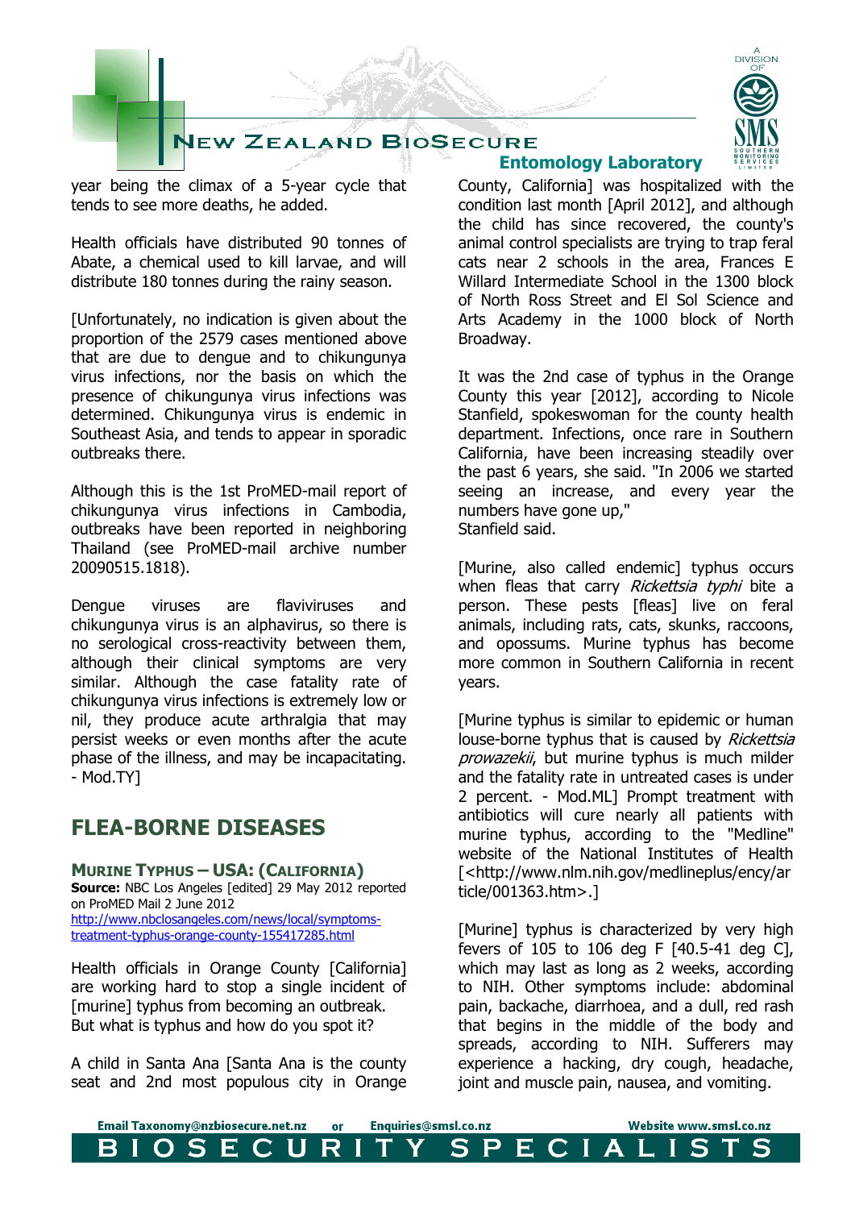year being the climax of a 5-year cycle that tends to see more deaths, he added.

Health officials have distributed 90 tonnes of Abate, a chemical used to kill larvae, and will distribute 180 tonnes during the rainy season.

[Unfortunately, no indication is given about the proportion of the 2579 cases mentioned above that are due to dengue and to chikungunya virus infections, nor the basis on which the presence of chikungunya virus infections was determined. Chikungunya virus is endemic in Southeast Asia, and tends to appear in sporadic outbreaks there.

Although this is the 1st ProMED-mail report of chikungunya virus infections in Cambodia, outbreaks have been reported in neighboring Thailand (see ProMED-mail archive number 20090515.1818).

Dengue viruses are flaviviruses and chikungunya virus is an alphavirus, so there is no serological cross-reactivity between them, although their clinical symptoms are very similar. Although the case fatality rate of chikungunya virus infections is extremely low or nil, they produce acute arthralgia that may persist weeks or even months after the acute phase of the illness, and may be incapacitating. - Mod.TY]

## FLEA-BORNE DISEASES

### Murine Typhus – USA: (California)

**Source:** NBC Los Angeles [edited] 29 May 2012 reported on ProMED Mail 2 June 2012
http://www.nbclosangeles.com/news/local/symptoms-treatment-typhus-orange-county-155417285.html

Health officials in Orange County [California] are working hard to stop a single incident of [murine] typhus from becoming an outbreak. But what is typhus and how do you spot it?

A child in Santa Ana [Santa Ana is the county seat and 2nd most populous city in Orange County, California] was hospitalized with the condition last month [April 2012], and although the child has since recovered, the county's animal control specialists are trying to trap feral cats near 2 schools in the area, Frances E Willard Intermediate School in the 1300 block of North Ross Street and El Sol Science and Arts Academy in the 1000 block of North Broadway.

It was the 2nd case of typhus in the Orange County this year [2012], according to Nicole Stanfield, spokeswoman for the county health department. Infections, once rare in Southern California, have been increasing steadily over the past 6 years, she said. "In 2006 we started seeing an increase, and every year the numbers have gone up," Stanfield said.

[Murine, also called endemic] typhus occurs when fleas that carry *Rickettsia typhi* bite a person. These pests [fleas] live on feral animals, including rats, cats, skunks, raccoons, and opossums. Murine typhus has become more common in Southern California in recent years.

[Murine typhus is similar to epidemic or human louse-borne typhus that is caused by *Rickettsia prowazekii*, but murine typhus is much milder and the fatality rate in untreated cases is under 2 percent. - Mod.ML] Prompt treatment with antibiotics will cure nearly all patients with murine typhus, according to the "Medline" website of the National Institutes of Health [<http://www.nlm.nih.gov/medlineplus/ency/article/001363.htm>.]

[Murine] typhus is characterized by very high fevers of 105 to 106 deg F [40.5-41 deg C], which may last as long as 2 weeks, according to NIH. Other symptoms include: abdominal pain, backache, diarrhoea, and a dull, red rash that begins in the middle of the body and spreads, according to NIH. Sufferers may experience a hacking, dry cough, headache, joint and muscle pain, nausea, and vomiting.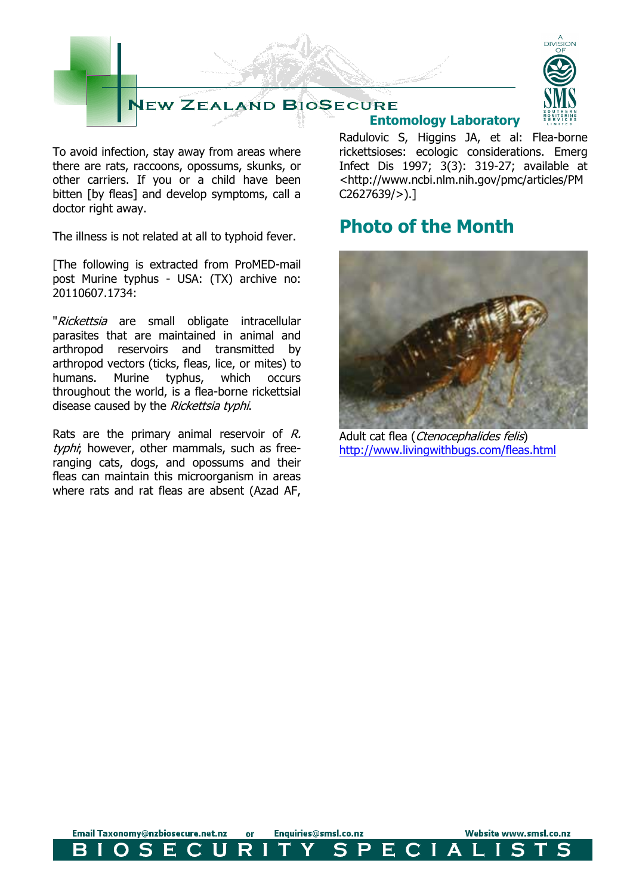To avoid infection, stay away from areas where there are rats, raccoons, opossums, skunks, or other carriers. If you or a child have been bitten [by fleas] and develop symptoms, call a doctor right away.

The illness is not related at all to typhoid fever.

[The following is extracted from ProMED-mail post Murine typhus - USA: (TX) archive no: 20110607.1734:

"*Rickettsia* are small obligate intracellular parasites that are maintained in animal and arthropod reservoirs and transmitted by arthropod vectors (ticks, fleas, lice, or mites) to humans. Murine typhus, which occurs throughout the world, is a flea-borne rickettsial disease caused by the *Rickettsia typhi*.

Rats are the primary animal reservoir of *R. typhi*; however, other mammals, such as free-ranging cats, dogs, and opossums and their fleas can maintain this microorganism in areas where rats and rat fleas are absent (Azad AF, Radulovic S, Higgins JA, et al: Flea-borne rickettsioses: ecologic considerations. Emerg Infect Dis 1997; 3(3): 319-27; available at <http://www.ncbi.nlm.nih.gov/pmc/articles/PMC2627639/>).]

## Photo of the Month

Adult cat flea (*Ctenocephalides felis*)
http://www.livingwithbugs.com/fleas.html